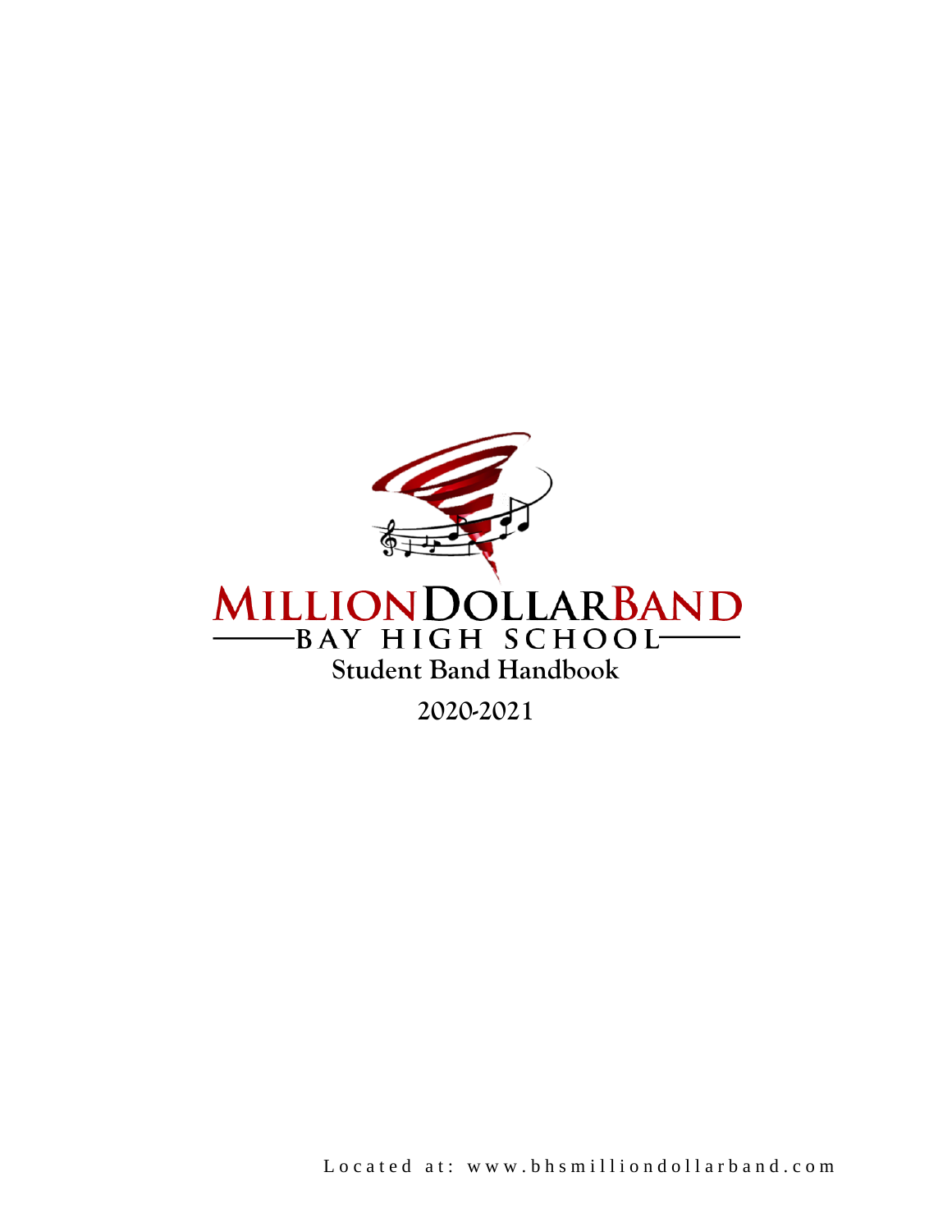# MILLION DOLLAR BAND

## BAY HIGH SCHOOL

## Student Band Handbook

## 2020-2021

Located at: www.bhsmilliondollarband.com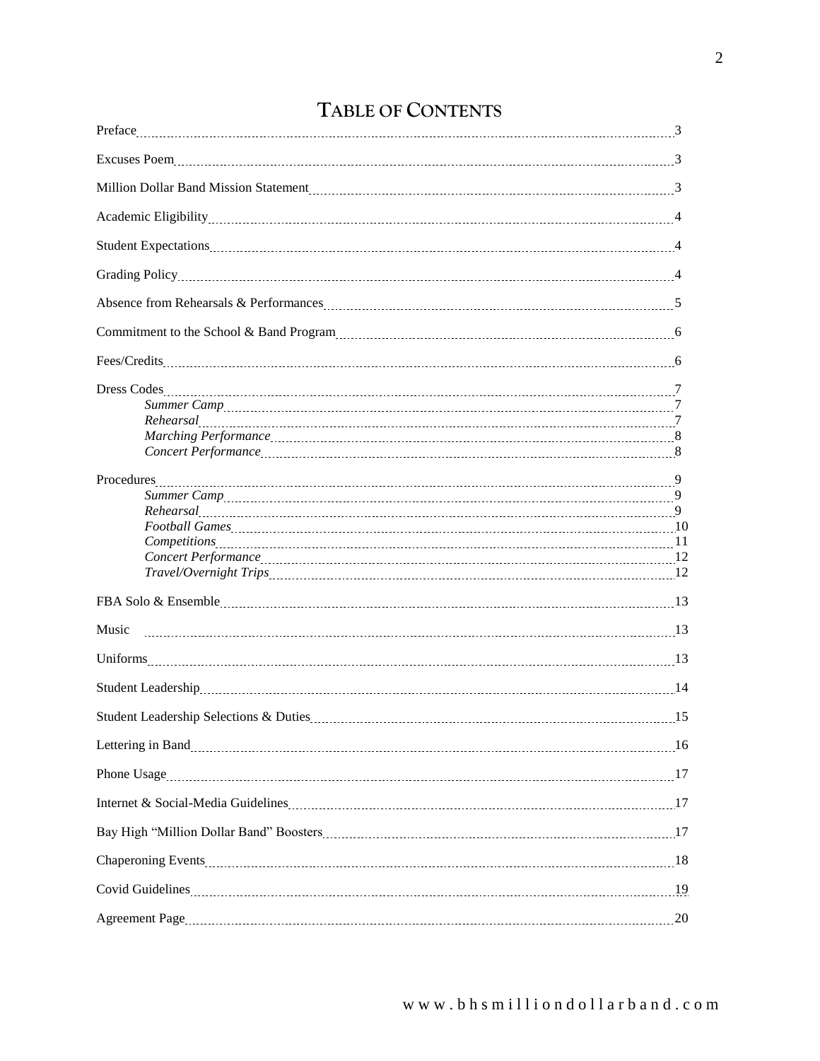# TABLE OF CONTENTS

| Section | Page |
|---|---|
| Preface | 3 |
| Excuses Poem | 3 |
| Million Dollar Band Mission Statement | 3 |
| Academic Eligibility | 4 |
| Student Expectations | 4 |
| Grading Policy | 4 |
| Absence from Rehearsals & Performances | 5 |
| Commitment to the School & Band Program | 6 |
| Fees/Credits | 6 |
| Dress Codes | 7 |
| *Summer Camp* | 7 |
| *Rehearsal* | 7 |
| *Marching Performance* | 8 |
| *Concert Performance* | 8 |
| Procedures | 9 |
| *Summer Camp* | 9 |
| *Rehearsal* | 9 |
| *Football Games* | 10 |
| *Competitions* | 11 |
| *Concert Performance* | 12 |
| *Travel/Overnight Trips* | 12 |
| FBA Solo & Ensemble | 13 |
| Music | 13 |
| Uniforms | 13 |
| Student Leadership | 14 |
| Student Leadership Selections & Duties | 15 |
| Lettering in Band | 16 |
| Phone Usage | 17 |
| Internet & Social-Media Guidelines | 17 |
| Bay High "Million Dollar Band" Boosters | 17 |
| Chaperoning Events | 18 |
| Covid Guidelines | 19 |
| Agreement Page | 20 |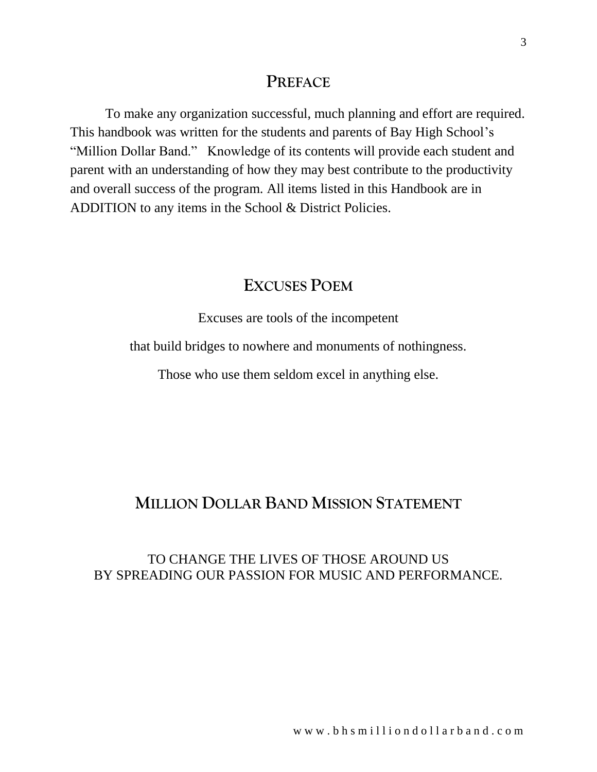## Preface

To make any organization successful, much planning and effort are required. This handbook was written for the students and parents of Bay High School's "Million Dollar Band." Knowledge of its contents will provide each student and parent with an understanding of how they may best contribute to the productivity and overall success of the program. All items listed in this Handbook are in ADDITION to any items in the School & District Policies.

## Excuses Poem

Excuses are tools of the incompetent

that build bridges to nowhere and monuments of nothingness.

Those who use them seldom excel in anything else.

## Million Dollar Band Mission Statement

TO CHANGE THE LIVES OF THOSE AROUND US
BY SPREADING OUR PASSION FOR MUSIC AND PERFORMANCE.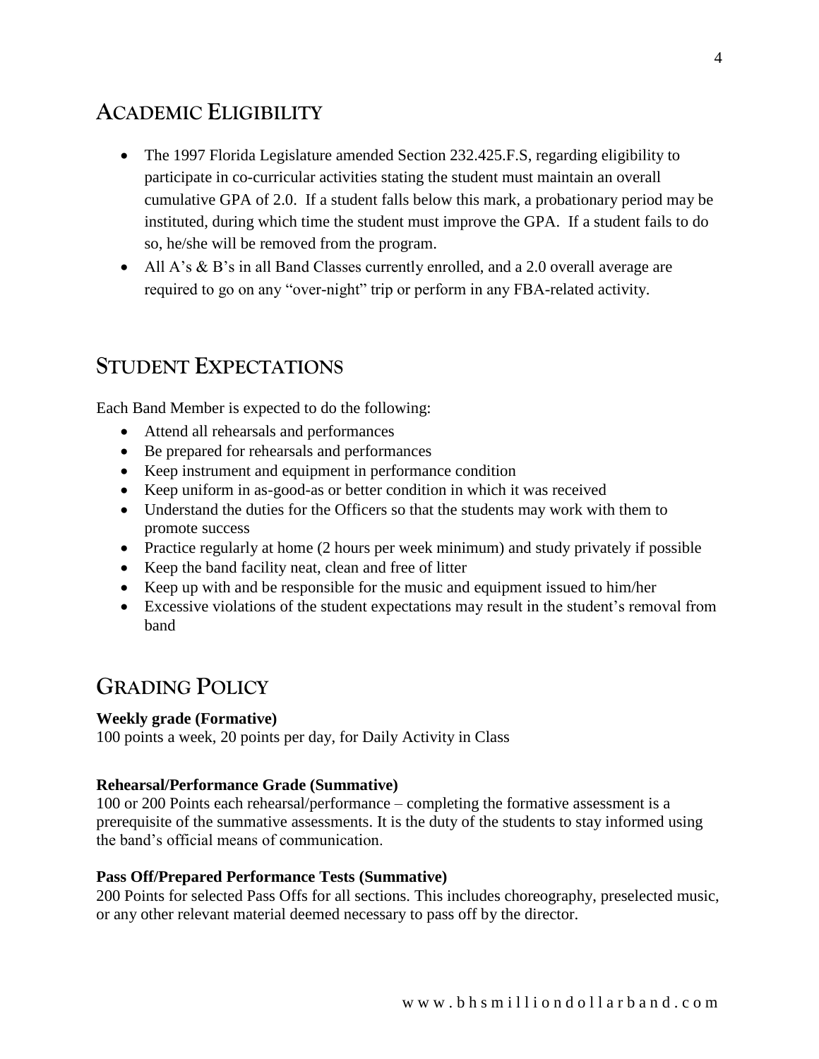## Academic Eligibility

- The 1997 Florida Legislature amended Section 232.425.F.S, regarding eligibility to participate in co-curricular activities stating the student must maintain an overall cumulative GPA of 2.0. If a student falls below this mark, a probationary period may be instituted, during which time the student must improve the GPA. If a student fails to do so, he/she will be removed from the program.
- All A's & B's in all Band Classes currently enrolled, and a 2.0 overall average are required to go on any "over-night" trip or perform in any FBA-related activity.

## Student Expectations

Each Band Member is expected to do the following:

- Attend all rehearsals and performances
- Be prepared for rehearsals and performances
- Keep instrument and equipment in performance condition
- Keep uniform in as-good-as or better condition in which it was received
- Understand the duties for the Officers so that the students may work with them to promote success
- Practice regularly at home (2 hours per week minimum) and study privately if possible
- Keep the band facility neat, clean and free of litter
- Keep up with and be responsible for the music and equipment issued to him/her
- Excessive violations of the student expectations may result in the student's removal from band

## Grading Policy

**Weekly grade (Formative)**
100 points a week, 20 points per day, for Daily Activity in Class

**Rehearsal/Performance Grade (Summative)**
100 or 200 Points each rehearsal/performance – completing the formative assessment is a prerequisite of the summative assessments. It is the duty of the students to stay informed using the band's official means of communication.

**Pass Off/Prepared Performance Tests (Summative)**
200 Points for selected Pass Offs for all sections. This includes choreography, preselected music, or any other relevant material deemed necessary to pass off by the director.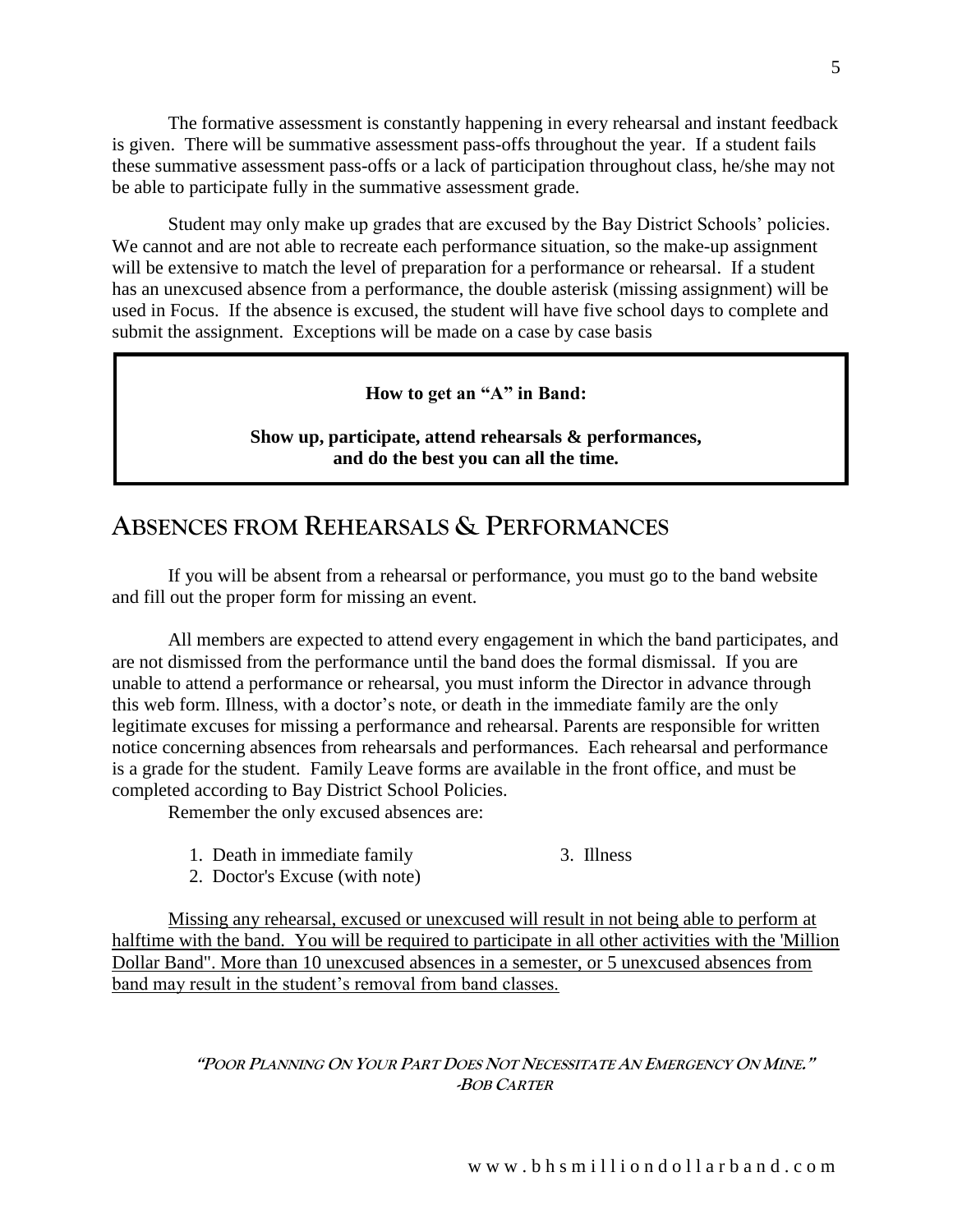The formative assessment is constantly happening in every rehearsal and instant feedback is given. There will be summative assessment pass-offs throughout the year. If a student fails these summative assessment pass-offs or a lack of participation throughout class, he/she may not be able to participate fully in the summative assessment grade.

Student may only make up grades that are excused by the Bay District Schools' policies. We cannot and are not able to recreate each performance situation, so the make-up assignment will be extensive to match the level of preparation for a performance or rehearsal. If a student has an unexcused absence from a performance, the double asterisk (missing assignment) will be used in Focus. If the absence is excused, the student will have five school days to complete and submit the assignment. Exceptions will be made on a case by case basis

**How to get an "A" in Band:**

**Show up, participate, attend rehearsals & performances, and do the best you can all the time.**

## ABSENCES FROM REHEARSALS & PERFORMANCES

If you will be absent from a rehearsal or performance, you must go to the band website and fill out the proper form for missing an event.

All members are expected to attend every engagement in which the band participates, and are not dismissed from the performance until the band does the formal dismissal. If you are unable to attend a performance or rehearsal, you must inform the Director in advance through this web form. Illness, with a doctor's note, or death in the immediate family are the only legitimate excuses for missing a performance and rehearsal. Parents are responsible for written notice concerning absences from rehearsals and performances. Each rehearsal and performance is a grade for the student. Family Leave forms are available in the front office, and must be completed according to Bay District School Policies.

Remember the only excused absences are:

1. Death in immediate family
2. Doctor's Excuse (with note)
3. Illness

<u>Missing any rehearsal, excused or unexcused will result in not being able to perform at halftime with the band. You will be required to participate in all other activities with the 'Million Dollar Band". More than 10 unexcused absences in a semester, or 5 unexcused absences from band may result in the student's removal from band classes.</u>

***"Poor Planning On Your Part Does Not Necessitate An Emergency On Mine."***
***-Bob Carter***

www.bhsmilliondollarband.com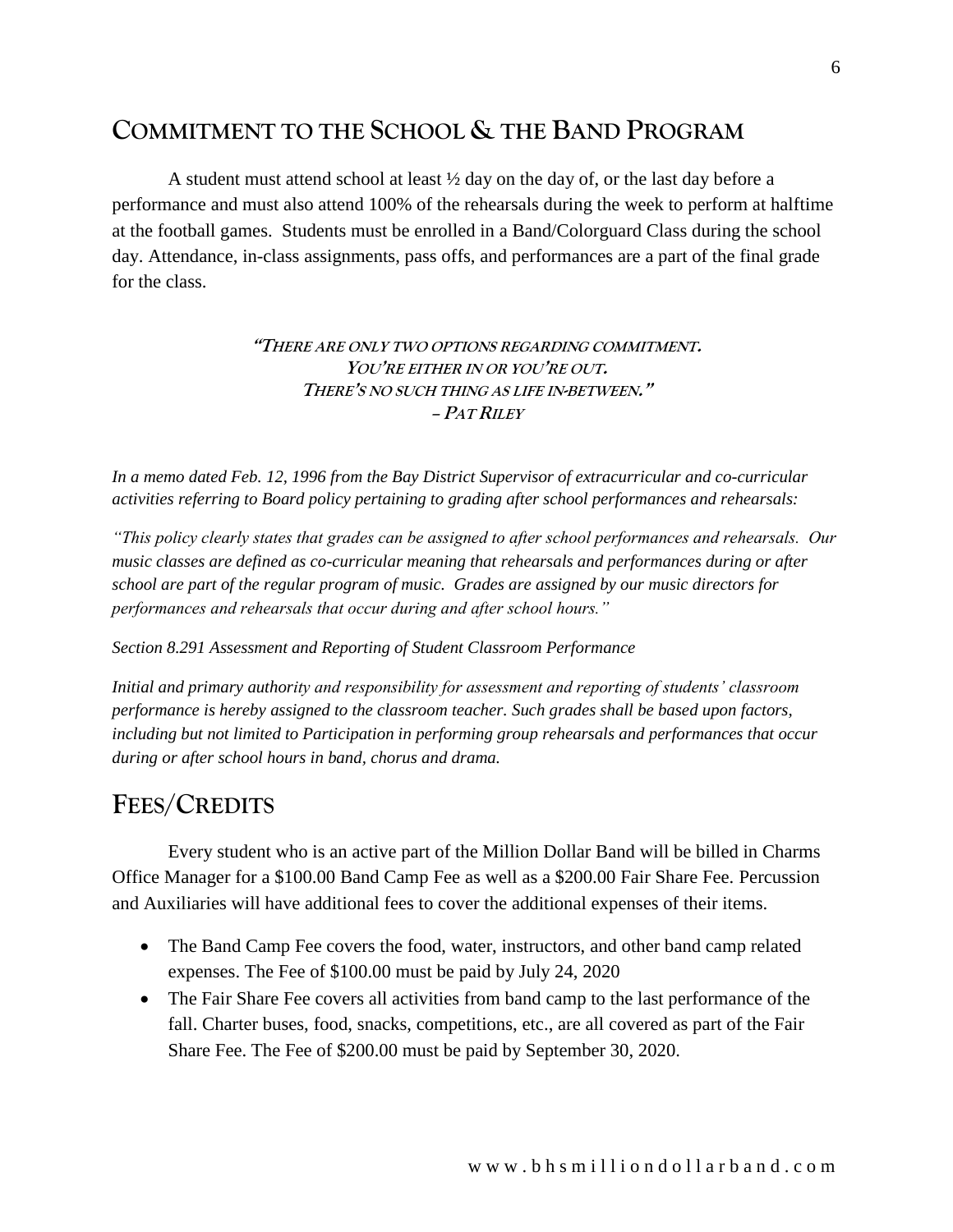## Commitment to the School & the Band Program

A student must attend school at least ½ day on the day of, or the last day before a performance and must also attend 100% of the rehearsals during the week to perform at halftime at the football games. Students must be enrolled in a Band/Colorguard Class during the school day. Attendance, in-class assignments, pass offs, and performances are a part of the final grade for the class.

> ***"There are only two options regarding commitment.***
> ***You're either in or you're out.***
> ***There's no such thing as life in-between."***
> ***– Pat Riley***

*In a memo dated Feb. 12, 1996 from the Bay District Supervisor of extracurricular and co-curricular activities referring to Board policy pertaining to grading after school performances and rehearsals:*

*"This policy clearly states that grades can be assigned to after school performances and rehearsals. Our music classes are defined as co-curricular meaning that rehearsals and performances during or after school are part of the regular program of music. Grades are assigned by our music directors for performances and rehearsals that occur during and after school hours."*

*Section 8.291 Assessment and Reporting of Student Classroom Performance*

*Initial and primary authority and responsibility for assessment and reporting of students' classroom performance is hereby assigned to the classroom teacher. Such grades shall be based upon factors, including but not limited to Participation in performing group rehearsals and performances that occur during or after school hours in band, chorus and drama.*

## Fees/Credits

Every student who is an active part of the Million Dollar Band will be billed in Charms Office Manager for a $100.00 Band Camp Fee as well as a $200.00 Fair Share Fee. Percussion and Auxiliaries will have additional fees to cover the additional expenses of their items.

- The Band Camp Fee covers the food, water, instructors, and other band camp related expenses. The Fee of $100.00 must be paid by July 24, 2020
- The Fair Share Fee covers all activities from band camp to the last performance of the fall. Charter buses, food, snacks, competitions, etc., are all covered as part of the Fair Share Fee. The Fee of $200.00 must be paid by September 30, 2020.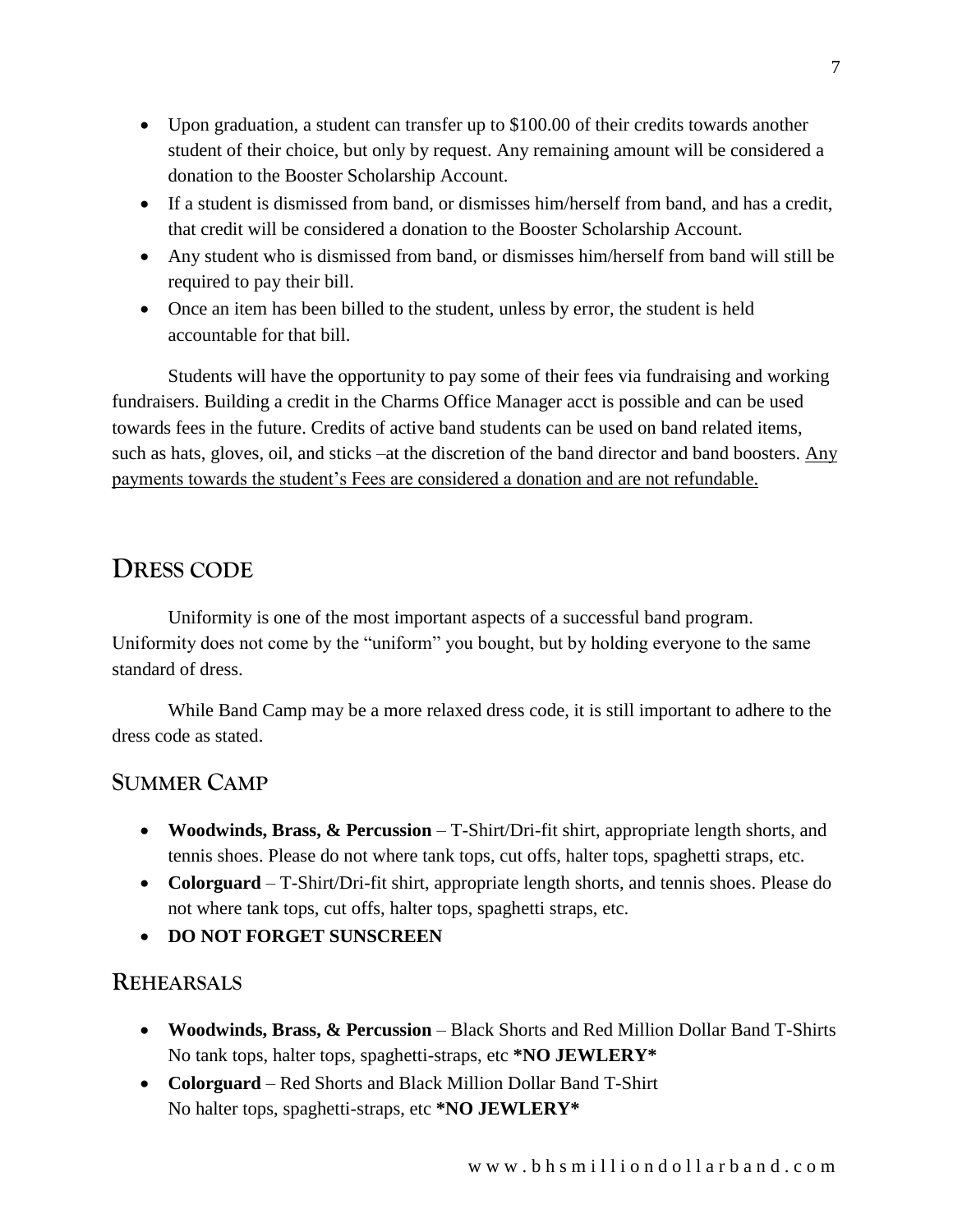- Upon graduation, a student can transfer up to $100.00 of their credits towards another student of their choice, but only by request. Any remaining amount will be considered a donation to the Booster Scholarship Account.
- If a student is dismissed from band, or dismisses him/herself from band, and has a credit, that credit will be considered a donation to the Booster Scholarship Account.
- Any student who is dismissed from band, or dismisses him/herself from band will still be required to pay their bill.
- Once an item has been billed to the student, unless by error, the student is held accountable for that bill.

Students will have the opportunity to pay some of their fees via fundraising and working fundraisers. Building a credit in the Charms Office Manager acct is possible and can be used towards fees in the future. Credits of active band students can be used on band related items, such as hats, gloves, oil, and sticks –at the discretion of the band director and band boosters. <u>Any payments towards the student's Fees are considered a donation and are not refundable.</u>

## Dress Code

Uniformity is one of the most important aspects of a successful band program. Uniformity does not come by the "uniform" you bought, but by holding everyone to the same standard of dress.

While Band Camp may be a more relaxed dress code, it is still important to adhere to the dress code as stated.

### Summer Camp

- **Woodwinds, Brass, & Percussion** – T-Shirt/Dri-fit shirt, appropriate length shorts, and tennis shoes. Please do not where tank tops, cut offs, halter tops, spaghetti straps, etc.
- **Colorguard** – T-Shirt/Dri-fit shirt, appropriate length shorts, and tennis shoes. Please do not where tank tops, cut offs, halter tops, spaghetti straps, etc.
- **DO NOT FORGET SUNSCREEN**

### Rehearsals

- **Woodwinds, Brass, & Percussion** – Black Shorts and Red Million Dollar Band T-Shirts
  No tank tops, halter tops, spaghetti-straps, etc **\*NO JEWLERY\***
- **Colorguard** – Red Shorts and Black Million Dollar Band T-Shirt
  No halter tops, spaghetti-straps, etc **\*NO JEWLERY\***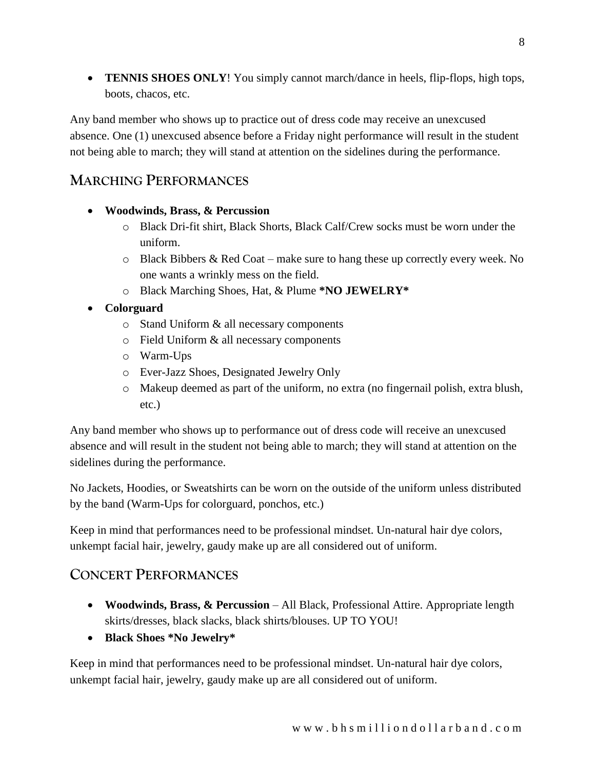- **TENNIS SHOES ONLY**! You simply cannot march/dance in heels, flip-flops, high tops, boots, chacos, etc.

Any band member who shows up to practice out of dress code may receive an unexcused absence. One (1) unexcused absence before a Friday night performance will result in the student not being able to march; they will stand at attention on the sidelines during the performance.

## Marching Performances

- **Woodwinds, Brass, & Percussion**
  - Black Dri-fit shirt, Black Shorts, Black Calf/Crew socks must be worn under the uniform.
  - Black Bibbers & Red Coat – make sure to hang these up correctly every week. No one wants a wrinkly mess on the field.
  - Black Marching Shoes, Hat, & Plume **\*NO JEWELRY\***
- **Colorguard**
  - Stand Uniform & all necessary components
  - Field Uniform & all necessary components
  - Warm-Ups
  - Ever-Jazz Shoes, Designated Jewelry Only
  - Makeup deemed as part of the uniform, no extra (no fingernail polish, extra blush, etc.)

Any band member who shows up to performance out of dress code will receive an unexcused absence and will result in the student not being able to march; they will stand at attention on the sidelines during the performance.

No Jackets, Hoodies, or Sweatshirts can be worn on the outside of the uniform unless distributed by the band (Warm-Ups for colorguard, ponchos, etc.)

Keep in mind that performances need to be professional mindset. Un-natural hair dye colors, unkempt facial hair, jewelry, gaudy make up are all considered out of uniform.

## Concert Performances

- **Woodwinds, Brass, & Percussion** – All Black, Professional Attire. Appropriate length skirts/dresses, black slacks, black shirts/blouses. UP TO YOU!
- **Black Shoes \*No Jewelry\***

Keep in mind that performances need to be professional mindset. Un-natural hair dye colors, unkempt facial hair, jewelry, gaudy make up are all considered out of uniform.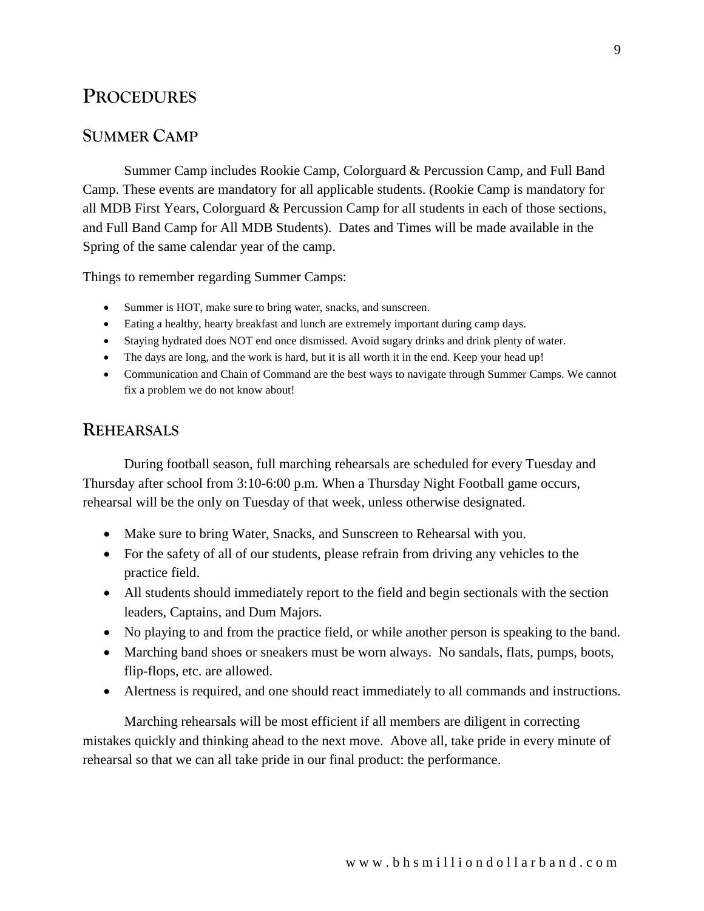# PROCEDURES

## SUMMER CAMP

Summer Camp includes Rookie Camp, Colorguard & Percussion Camp, and Full Band Camp. These events are mandatory for all applicable students. (Rookie Camp is mandatory for all MDB First Years, Colorguard & Percussion Camp for all students in each of those sections, and Full Band Camp for All MDB Students). Dates and Times will be made available in the Spring of the same calendar year of the camp.

Things to remember regarding Summer Camps:

- Summer is HOT, make sure to bring water, snacks, and sunscreen.
- Eating a healthy, hearty breakfast and lunch are extremely important during camp days.
- Staying hydrated does NOT end once dismissed. Avoid sugary drinks and drink plenty of water.
- The days are long, and the work is hard, but it is all worth it in the end. Keep your head up!
- Communication and Chain of Command are the best ways to navigate through Summer Camps. We cannot fix a problem we do not know about!

## REHEARSALS

During football season, full marching rehearsals are scheduled for every Tuesday and Thursday after school from 3:10-6:00 p.m. When a Thursday Night Football game occurs, rehearsal will be the only on Tuesday of that week, unless otherwise designated.

- Make sure to bring Water, Snacks, and Sunscreen to Rehearsal with you.
- For the safety of all of our students, please refrain from driving any vehicles to the practice field.
- All students should immediately report to the field and begin sectionals with the section leaders, Captains, and Dum Majors.
- No playing to and from the practice field, or while another person is speaking to the band.
- Marching band shoes or sneakers must be worn always. No sandals, flats, pumps, boots, flip-flops, etc. are allowed.
- Alertness is required, and one should react immediately to all commands and instructions.

Marching rehearsals will be most efficient if all members are diligent in correcting mistakes quickly and thinking ahead to the next move. Above all, take pride in every minute of rehearsal so that we can all take pride in our final product: the performance.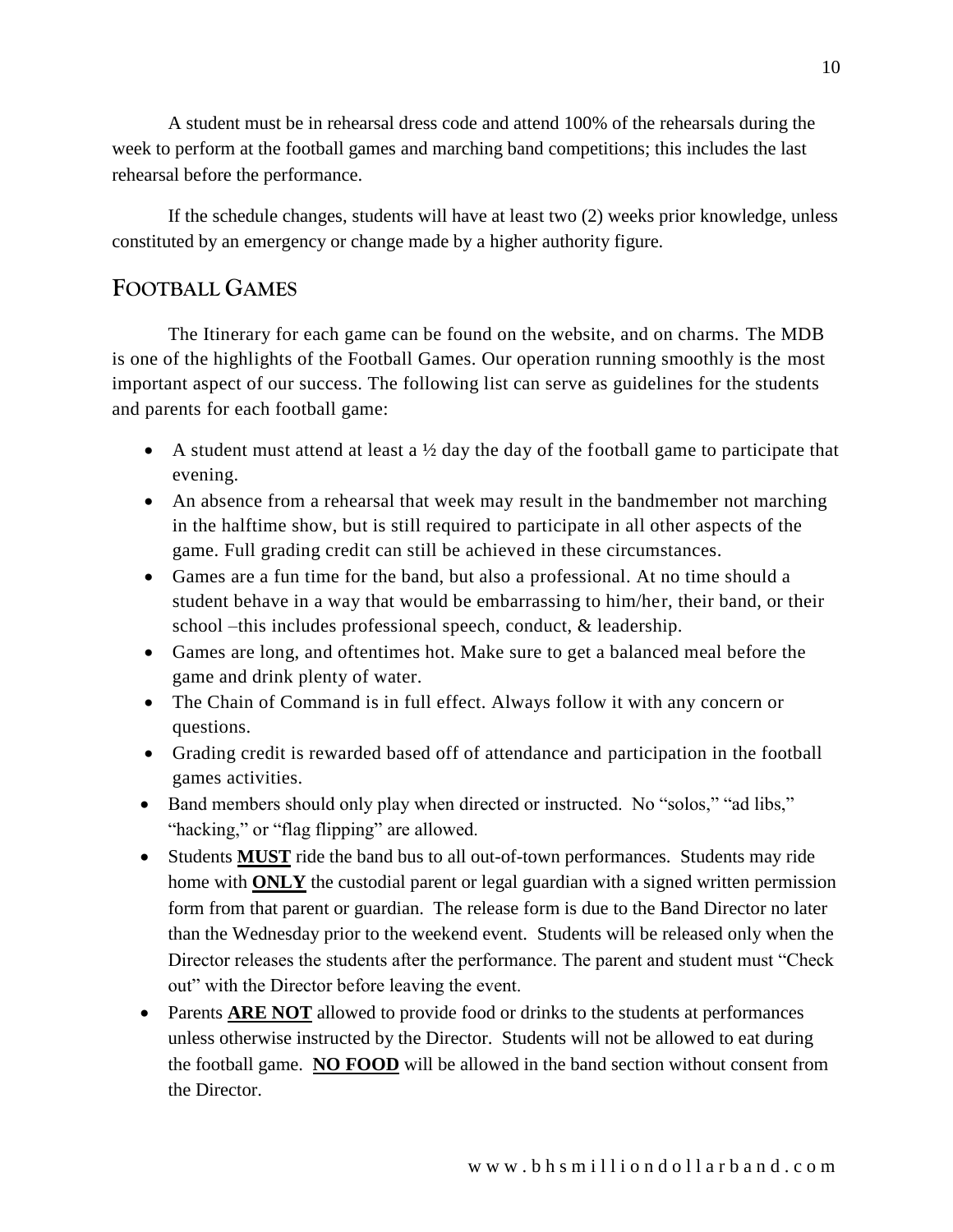A student must be in rehearsal dress code and attend 100% of the rehearsals during the week to perform at the football games and marching band competitions; this includes the last rehearsal before the performance.

If the schedule changes, students will have at least two (2) weeks prior knowledge, unless constituted by an emergency or change made by a higher authority figure.

## FOOTBALL GAMES

The Itinerary for each game can be found on the website, and on charms. The MDB is one of the highlights of the Football Games. Our operation running smoothly is the most important aspect of our success. The following list can serve as guidelines for the students and parents for each football game:

- A student must attend at least a ½ day the day of the football game to participate that evening.
- An absence from a rehearsal that week may result in the bandmember not marching in the halftime show, but is still required to participate in all other aspects of the game. Full grading credit can still be achieved in these circumstances.
- Games are a fun time for the band, but also a professional. At no time should a student behave in a way that would be embarrassing to him/her, their band, or their school –this includes professional speech, conduct, & leadership.
- Games are long, and oftentimes hot. Make sure to get a balanced meal before the game and drink plenty of water.
- The Chain of Command is in full effect. Always follow it with any concern or questions.
- Grading credit is rewarded based off of attendance and participation in the football games activities.
- Band members should only play when directed or instructed. No "solos," "ad libs," "hacking," or "flag flipping" are allowed.
- Students **MUST** ride the band bus to all out-of-town performances. Students may ride home with **ONLY** the custodial parent or legal guardian with a signed written permission form from that parent or guardian. The release form is due to the Band Director no later than the Wednesday prior to the weekend event. Students will be released only when the Director releases the students after the performance. The parent and student must "Check out" with the Director before leaving the event.
- Parents **ARE NOT** allowed to provide food or drinks to the students at performances unless otherwise instructed by the Director. Students will not be allowed to eat during the football game. **NO FOOD** will be allowed in the band section without consent from the Director.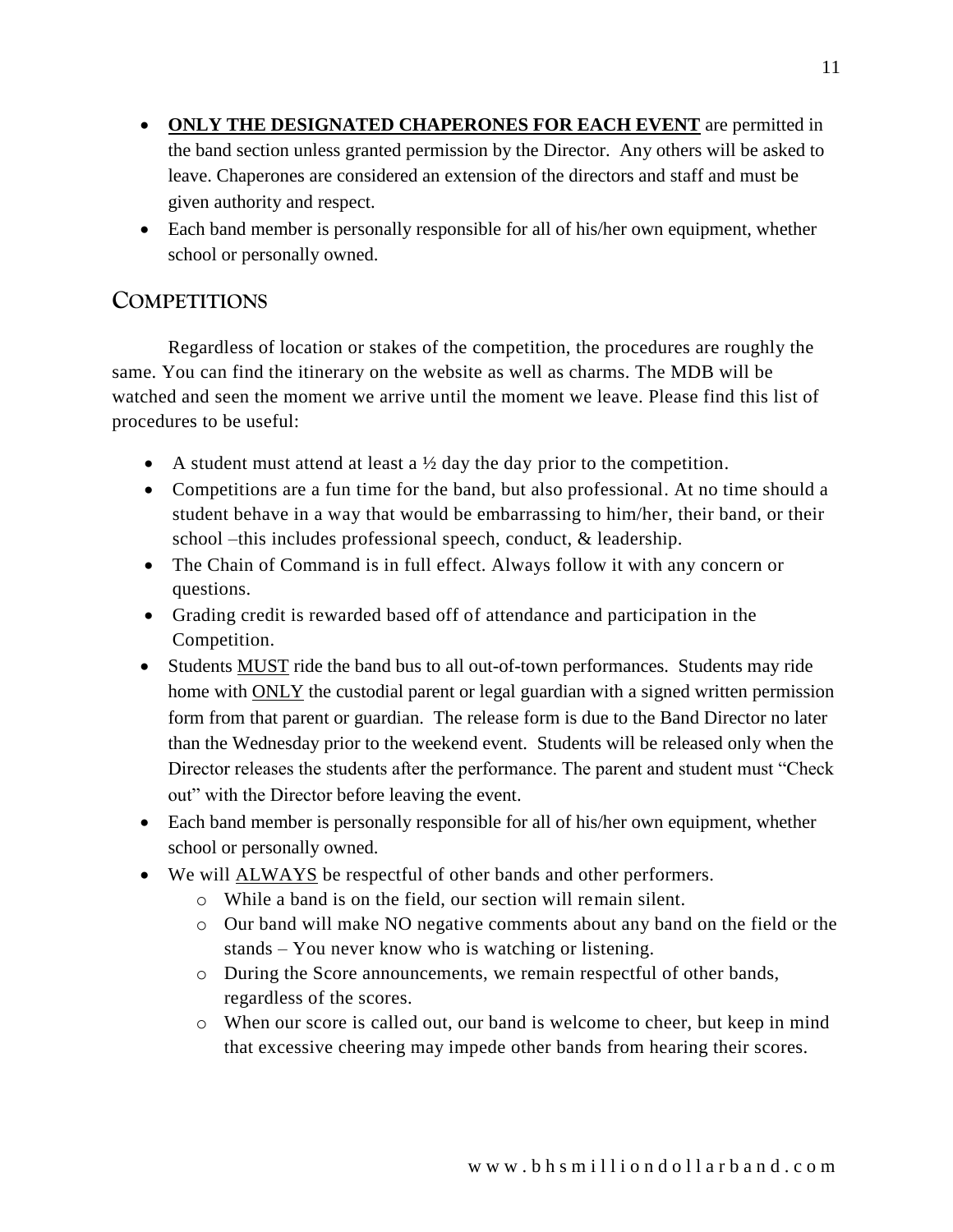- **ONLY THE DESIGNATED CHAPERONES FOR EACH EVENT** are permitted in the band section unless granted permission by the Director. Any others will be asked to leave. Chaperones are considered an extension of the directors and staff and must be given authority and respect.
- Each band member is personally responsible for all of his/her own equipment, whether school or personally owned.

## Competitions

Regardless of location or stakes of the competition, the procedures are roughly the same. You can find the itinerary on the website as well as charms. The MDB will be watched and seen the moment we arrive until the moment we leave. Please find this list of procedures to be useful:

- A student must attend at least a ½ day the day prior to the competition.
- Competitions are a fun time for the band, but also professional. At no time should a student behave in a way that would be embarrassing to him/her, their band, or their school –this includes professional speech, conduct, & leadership.
- The Chain of Command is in full effect. Always follow it with any concern or questions.
- Grading credit is rewarded based off of attendance and participation in the Competition.
- Students <u>MUST</u> ride the band bus to all out-of-town performances. Students may ride home with <u>ONLY</u> the custodial parent or legal guardian with a signed written permission form from that parent or guardian. The release form is due to the Band Director no later than the Wednesday prior to the weekend event. Students will be released only when the Director releases the students after the performance. The parent and student must "Check out" with the Director before leaving the event.
- Each band member is personally responsible for all of his/her own equipment, whether school or personally owned.
- We will <u>ALWAYS</u> be respectful of other bands and other performers.
  - While a band is on the field, our section will remain silent.
  - Our band will make NO negative comments about any band on the field or the stands – You never know who is watching or listening.
  - During the Score announcements, we remain respectful of other bands, regardless of the scores.
  - When our score is called out, our band is welcome to cheer, but keep in mind that excessive cheering may impede other bands from hearing their scores.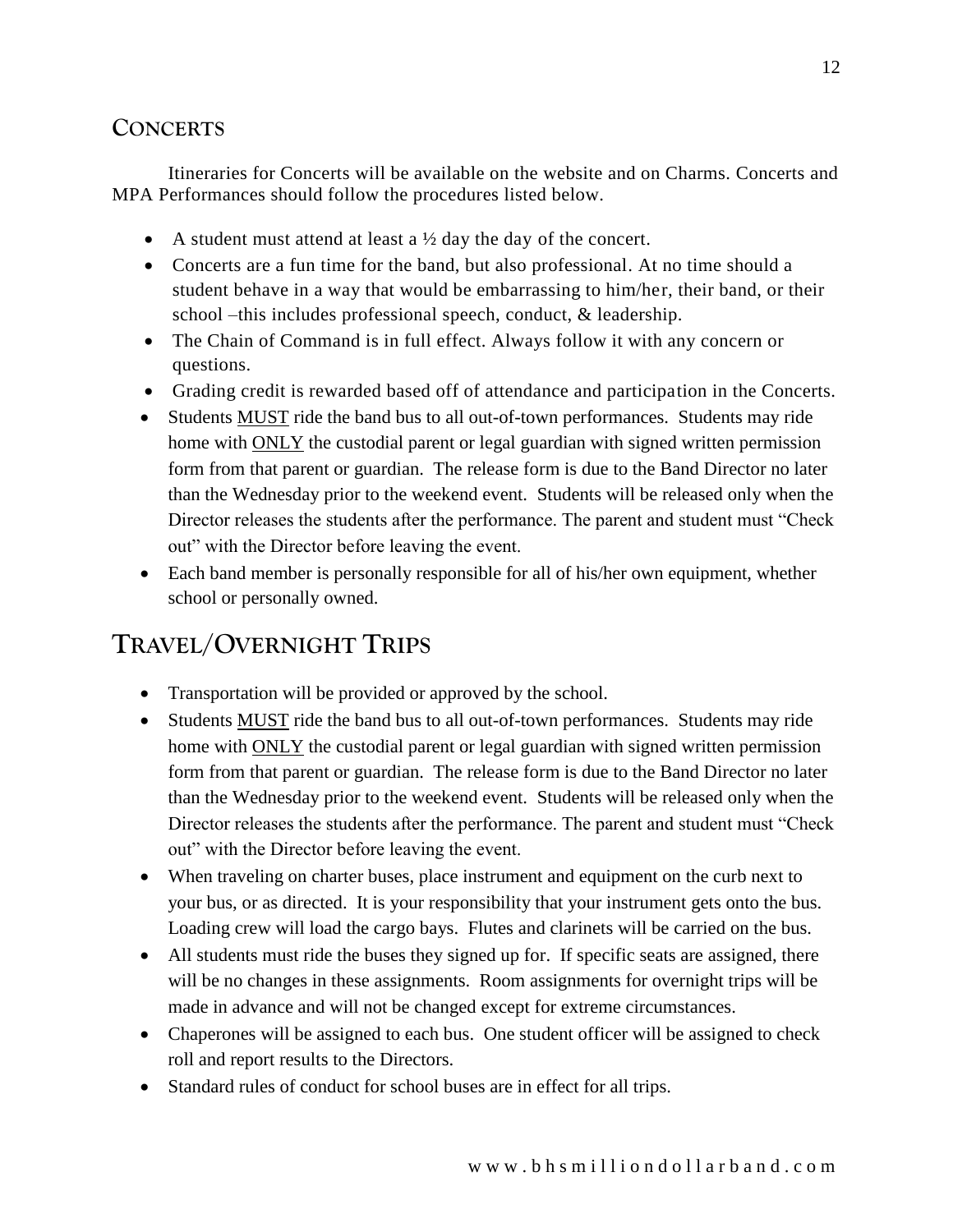## CONCERTS

Itineraries for Concerts will be available on the website and on Charms. Concerts and MPA Performances should follow the procedures listed below.

- A student must attend at least a ½ day the day of the concert.
- Concerts are a fun time for the band, but also professional. At no time should a student behave in a way that would be embarrassing to him/her, their band, or their school –this includes professional speech, conduct, & leadership.
- The Chain of Command is in full effect. Always follow it with any concern or questions.
- Grading credit is rewarded based off of attendance and participation in the Concerts.
- Students <u>MUST</u> ride the band bus to all out-of-town performances. Students may ride home with <u>ONLY</u> the custodial parent or legal guardian with signed written permission form from that parent or guardian. The release form is due to the Band Director no later than the Wednesday prior to the weekend event. Students will be released only when the Director releases the students after the performance. The parent and student must "Check out" with the Director before leaving the event.
- Each band member is personally responsible for all of his/her own equipment, whether school or personally owned.

## TRAVEL/OVERNIGHT TRIPS

- Transportation will be provided or approved by the school.
- Students <u>MUST</u> ride the band bus to all out-of-town performances. Students may ride home with <u>ONLY</u> the custodial parent or legal guardian with signed written permission form from that parent or guardian. The release form is due to the Band Director no later than the Wednesday prior to the weekend event. Students will be released only when the Director releases the students after the performance. The parent and student must "Check out" with the Director before leaving the event.
- When traveling on charter buses, place instrument and equipment on the curb next to your bus, or as directed. It is your responsibility that your instrument gets onto the bus. Loading crew will load the cargo bays. Flutes and clarinets will be carried on the bus.
- All students must ride the buses they signed up for. If specific seats are assigned, there will be no changes in these assignments. Room assignments for overnight trips will be made in advance and will not be changed except for extreme circumstances.
- Chaperones will be assigned to each bus. One student officer will be assigned to check roll and report results to the Directors.
- Standard rules of conduct for school buses are in effect for all trips.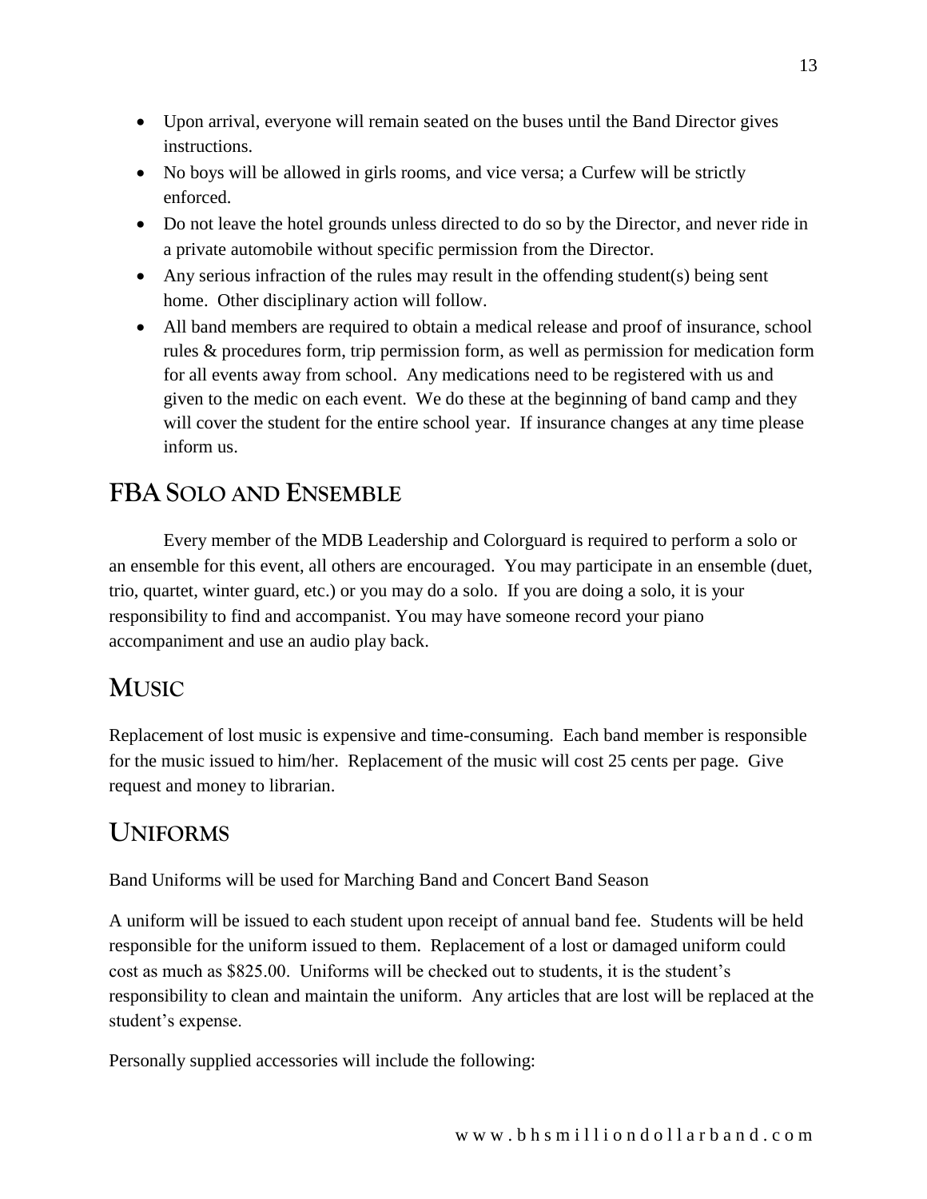- Upon arrival, everyone will remain seated on the buses until the Band Director gives instructions.
- No boys will be allowed in girls rooms, and vice versa; a Curfew will be strictly enforced.
- Do not leave the hotel grounds unless directed to do so by the Director, and never ride in a private automobile without specific permission from the Director.
- Any serious infraction of the rules may result in the offending student(s) being sent home. Other disciplinary action will follow.
- All band members are required to obtain a medical release and proof of insurance, school rules & procedures form, trip permission form, as well as permission for medication form for all events away from school. Any medications need to be registered with us and given to the medic on each event. We do these at the beginning of band camp and they will cover the student for the entire school year. If insurance changes at any time please inform us.

## FBA Solo and Ensemble

Every member of the MDB Leadership and Colorguard is required to perform a solo or an ensemble for this event, all others are encouraged. You may participate in an ensemble (duet, trio, quartet, winter guard, etc.) or you may do a solo. If you are doing a solo, it is your responsibility to find and accompanist. You may have someone record your piano accompaniment and use an audio play back.

## Music

Replacement of lost music is expensive and time-consuming. Each band member is responsible for the music issued to him/her. Replacement of the music will cost 25 cents per page. Give request and money to librarian.

## Uniforms

Band Uniforms will be used for Marching Band and Concert Band Season

A uniform will be issued to each student upon receipt of annual band fee. Students will be held responsible for the uniform issued to them. Replacement of a lost or damaged uniform could cost as much as $825.00. Uniforms will be checked out to students, it is the student's responsibility to clean and maintain the uniform. Any articles that are lost will be replaced at the student's expense.

Personally supplied accessories will include the following: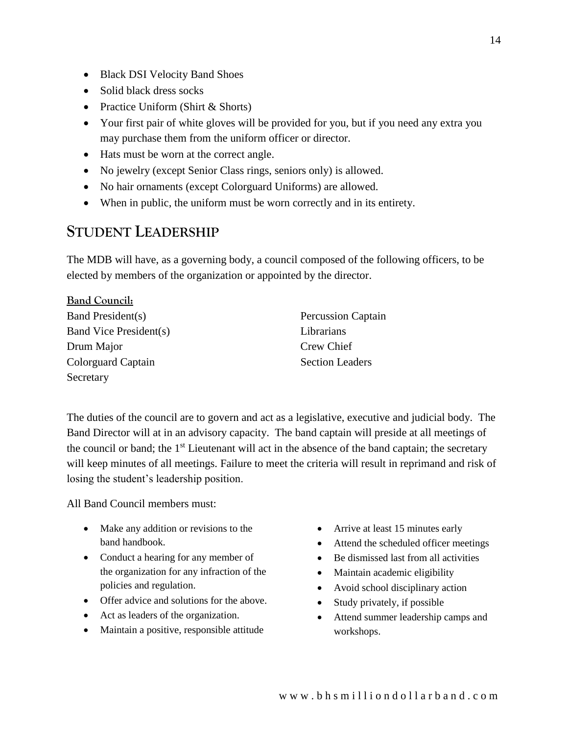- Black DSI Velocity Band Shoes
- Solid black dress socks
- Practice Uniform (Shirt & Shorts)
- Your first pair of white gloves will be provided for you, but if you need any extra you may purchase them from the uniform officer or director.
- Hats must be worn at the correct angle.
- No jewelry (except Senior Class rings, seniors only) is allowed.
- No hair ornaments (except Colorguard Uniforms) are allowed.
- When in public, the uniform must be worn correctly and in its entirety.

## STUDENT LEADERSHIP

The MDB will have, as a governing body, a council composed of the following officers, to be elected by members of the organization or appointed by the director.

**Band Council:**

Band President(s)
Band Vice President(s)
Drum Major
Colorguard Captain
Secretary
Percussion Captain
Librarians
Crew Chief
Section Leaders

The duties of the council are to govern and act as a legislative, executive and judicial body. The Band Director will at in an advisory capacity. The band captain will preside at all meetings of the council or band; the 1st Lieutenant will act in the absence of the band captain; the secretary will keep minutes of all meetings. Failure to meet the criteria will result in reprimand and risk of losing the student's leadership position.

All Band Council members must:

- Make any addition or revisions to the band handbook.
- Conduct a hearing for any member of the organization for any infraction of the policies and regulation.
- Offer advice and solutions for the above.
- Act as leaders of the organization.
- Maintain a positive, responsible attitude
- Arrive at least 15 minutes early
- Attend the scheduled officer meetings
- Be dismissed last from all activities
- Maintain academic eligibility
- Avoid school disciplinary action
- Study privately, if possible
- Attend summer leadership camps and workshops.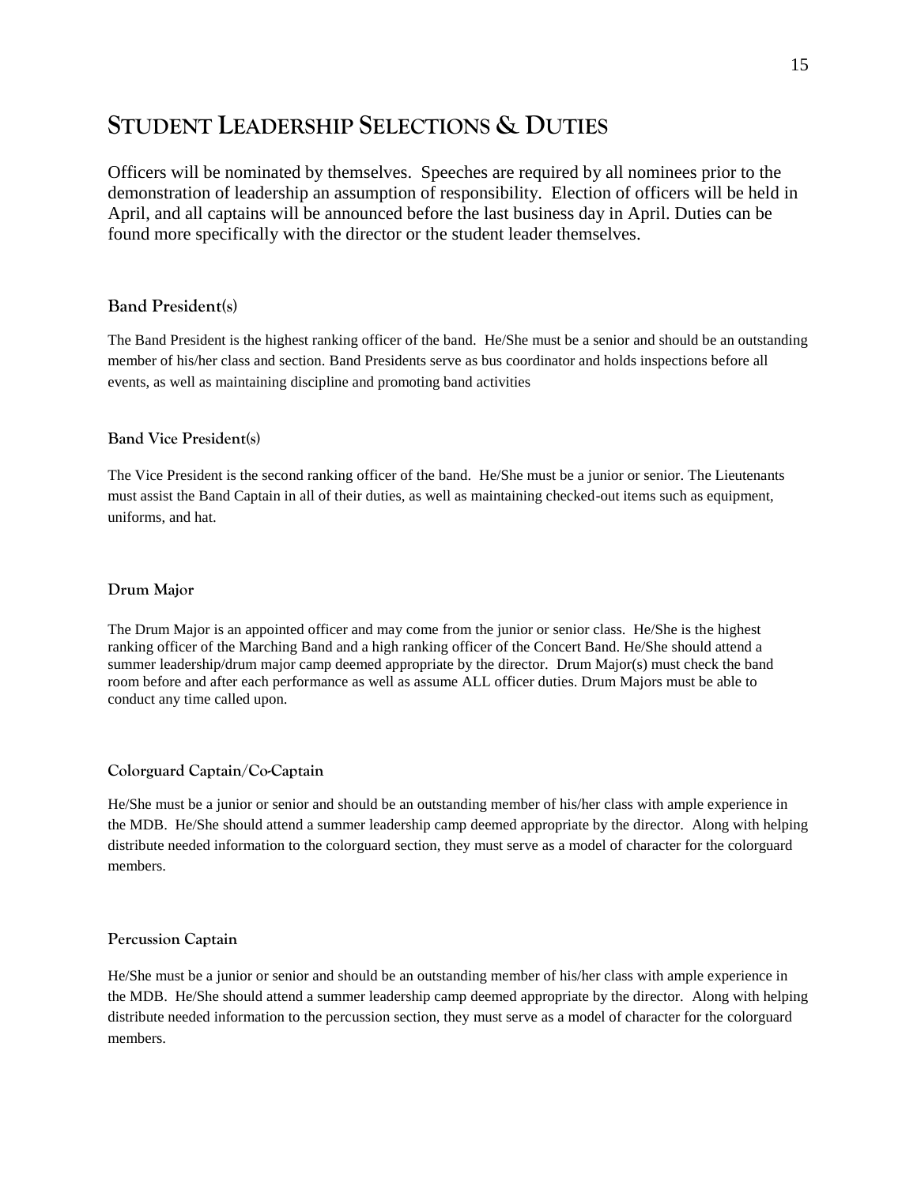# Student Leadership Selections & Duties

Officers will be nominated by themselves. Speeches are required by all nominees prior to the demonstration of leadership an assumption of responsibility. Election of officers will be held in April, and all captains will be announced before the last business day in April. Duties can be found more specifically with the director or the student leader themselves.

### Band President(s)

The Band President is the highest ranking officer of the band. He/She must be a senior and should be an outstanding member of his/her class and section. Band Presidents serve as bus coordinator and holds inspections before all events, as well as maintaining discipline and promoting band activities

### Band Vice President(s)

The Vice President is the second ranking officer of the band. He/She must be a junior or senior. The Lieutenants must assist the Band Captain in all of their duties, as well as maintaining checked-out items such as equipment, uniforms, and hat.

### Drum Major

The Drum Major is an appointed officer and may come from the junior or senior class. He/She is the highest ranking officer of the Marching Band and a high ranking officer of the Concert Band. He/She should attend a summer leadership/drum major camp deemed appropriate by the director. Drum Major(s) must check the band room before and after each performance as well as assume ALL officer duties. Drum Majors must be able to conduct any time called upon.

### Colorguard Captain/Co-Captain

He/She must be a junior or senior and should be an outstanding member of his/her class with ample experience in the MDB. He/She should attend a summer leadership camp deemed appropriate by the director. Along with helping distribute needed information to the colorguard section, they must serve as a model of character for the colorguard members.

### Percussion Captain

He/She must be a junior or senior and should be an outstanding member of his/her class with ample experience in the MDB. He/She should attend a summer leadership camp deemed appropriate by the director. Along with helping distribute needed information to the percussion section, they must serve as a model of character for the colorguard members.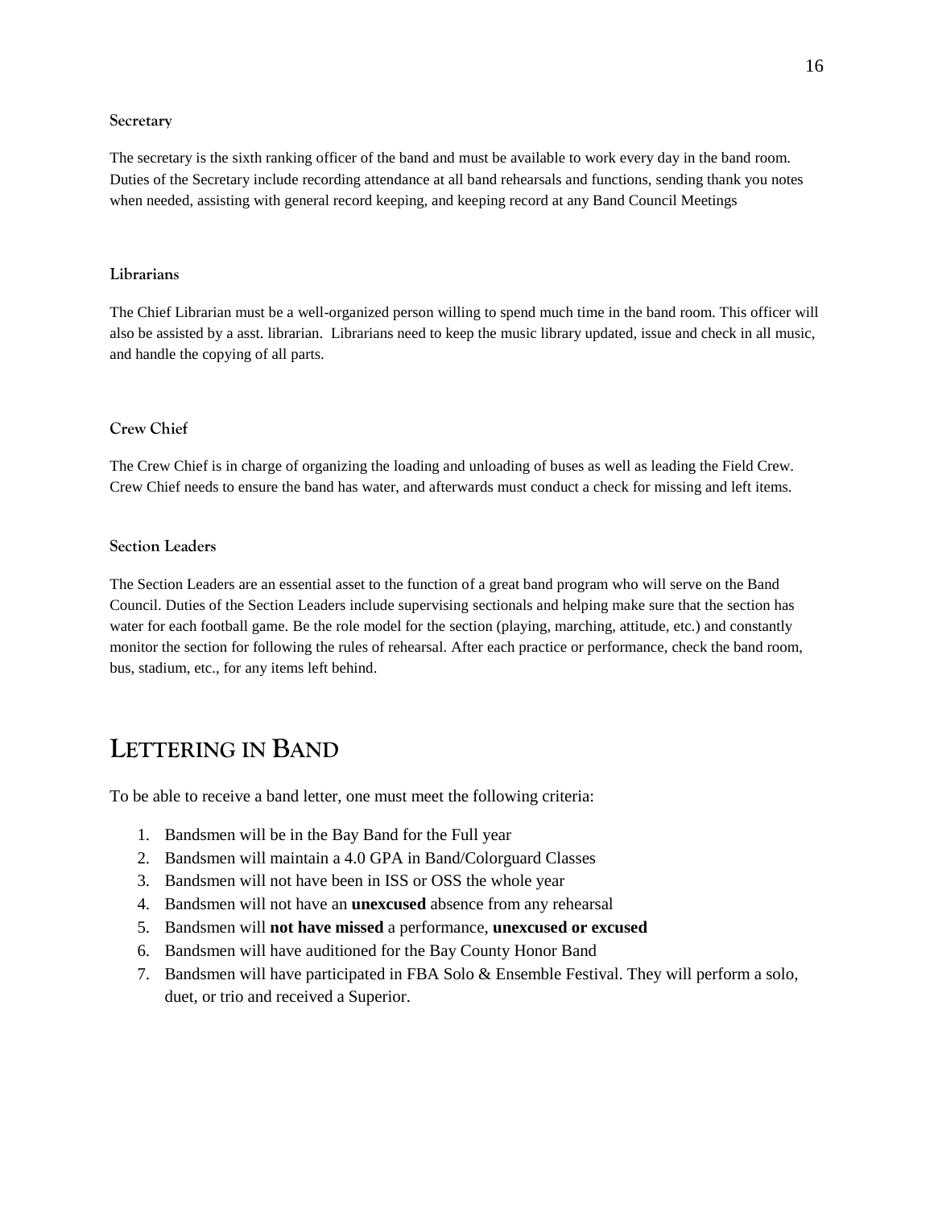### Secretary

The secretary is the sixth ranking officer of the band and must be available to work every day in the band room. Duties of the Secretary include recording attendance at all band rehearsals and functions, sending thank you notes when needed, assisting with general record keeping, and keeping record at any Band Council Meetings

### Librarians

The Chief Librarian must be a well-organized person willing to spend much time in the band room. This officer will also be assisted by a asst. librarian. Librarians need to keep the music library updated, issue and check in all music, and handle the copying of all parts.

### Crew Chief

The Crew Chief is in charge of organizing the loading and unloading of buses as well as leading the Field Crew. Crew Chief needs to ensure the band has water, and afterwards must conduct a check for missing and left items.

### Section Leaders

The Section Leaders are an essential asset to the function of a great band program who will serve on the Band Council. Duties of the Section Leaders include supervising sectionals and helping make sure that the section has water for each football game. Be the role model for the section (playing, marching, attitude, etc.) and constantly monitor the section for following the rules of rehearsal. After each practice or performance, check the band room, bus, stadium, etc., for any items left behind.

## Lettering in Band

To be able to receive a band letter, one must meet the following criteria:

1. Bandsmen will be in the Bay Band for the Full year
2. Bandsmen will maintain a 4.0 GPA in Band/Colorguard Classes
3. Bandsmen will not have been in ISS or OSS the whole year
4. Bandsmen will not have an **unexcused** absence from any rehearsal
5. Bandsmen will **not have missed** a performance, **unexcused or excused**
6. Bandsmen will have auditioned for the Bay County Honor Band
7. Bandsmen will have participated in FBA Solo & Ensemble Festival. They will perform a solo, duet, or trio and received a Superior.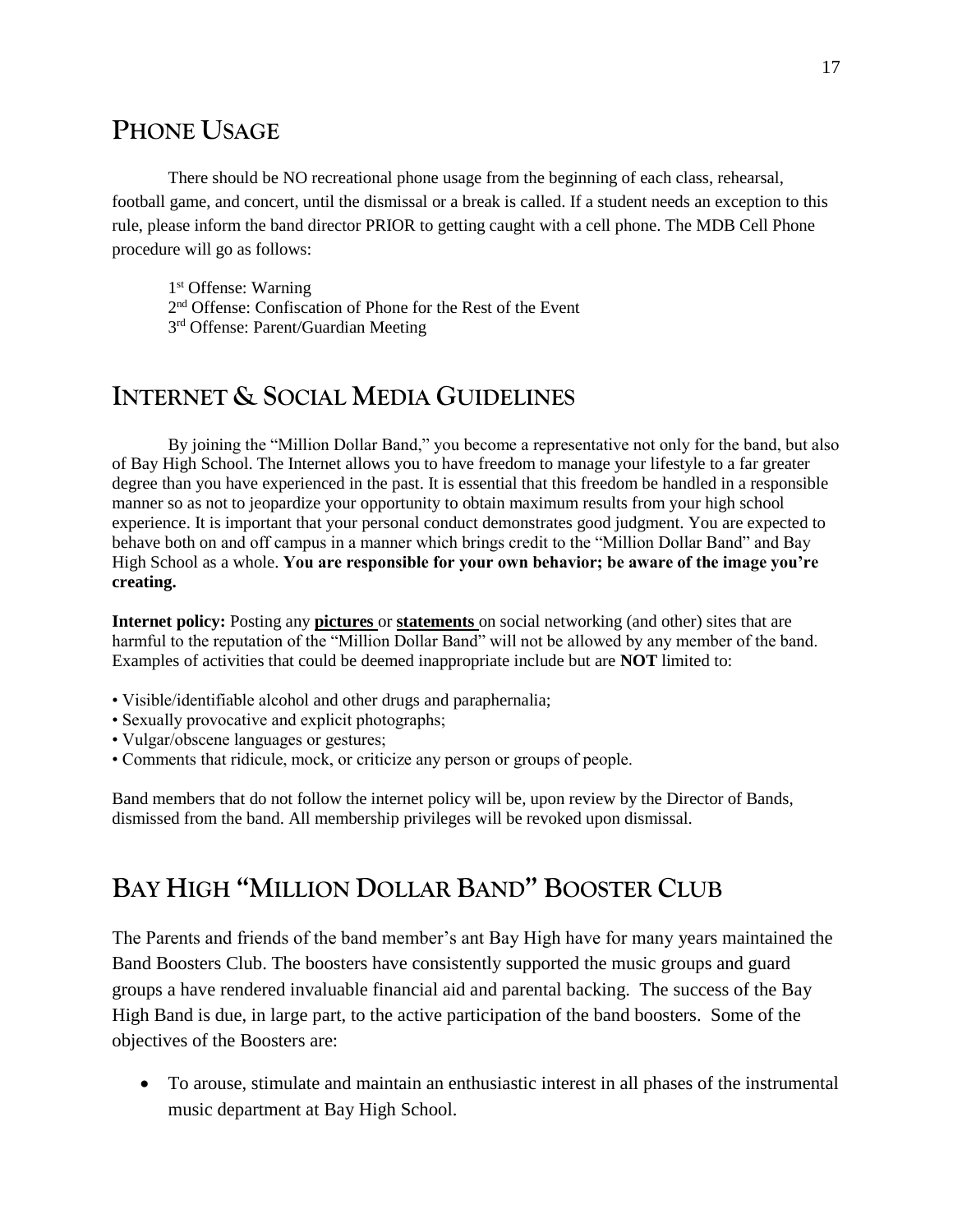## PHONE USAGE

There should be NO recreational phone usage from the beginning of each class, rehearsal, football game, and concert, until the dismissal or a break is called. If a student needs an exception to this rule, please inform the band director PRIOR to getting caught with a cell phone. The MDB Cell Phone procedure will go as follows:

1st Offense: Warning
2nd Offense: Confiscation of Phone for the Rest of the Event
3rd Offense: Parent/Guardian Meeting

## INTERNET & SOCIAL MEDIA GUIDELINES

By joining the "Million Dollar Band," you become a representative not only for the band, but also of Bay High School. The Internet allows you to have freedom to manage your lifestyle to a far greater degree than you have experienced in the past. It is essential that this freedom be handled in a responsible manner so as not to jeopardize your opportunity to obtain maximum results from your high school experience. It is important that your personal conduct demonstrates good judgment. You are expected to behave both on and off campus in a manner which brings credit to the "Million Dollar Band" and Bay High School as a whole. **You are responsible for your own behavior; be aware of the image you're creating.**

**Internet policy:** Posting any **pictures** or **statements** on social networking (and other) sites that are harmful to the reputation of the "Million Dollar Band" will not be allowed by any member of the band. Examples of activities that could be deemed inappropriate include but are **NOT** limited to:

- Visible/identifiable alcohol and other drugs and paraphernalia;
- Sexually provocative and explicit photographs;
- Vulgar/obscene languages or gestures;
- Comments that ridicule, mock, or criticize any person or groups of people.

Band members that do not follow the internet policy will be, upon review by the Director of Bands, dismissed from the band. All membership privileges will be revoked upon dismissal.

## BAY HIGH "MILLION DOLLAR BAND" BOOSTER CLUB

The Parents and friends of the band member's ant Bay High have for many years maintained the Band Boosters Club. The boosters have consistently supported the music groups and guard groups a have rendered invaluable financial aid and parental backing. The success of the Bay High Band is due, in large part, to the active participation of the band boosters. Some of the objectives of the Boosters are:

- To arouse, stimulate and maintain an enthusiastic interest in all phases of the instrumental music department at Bay High School.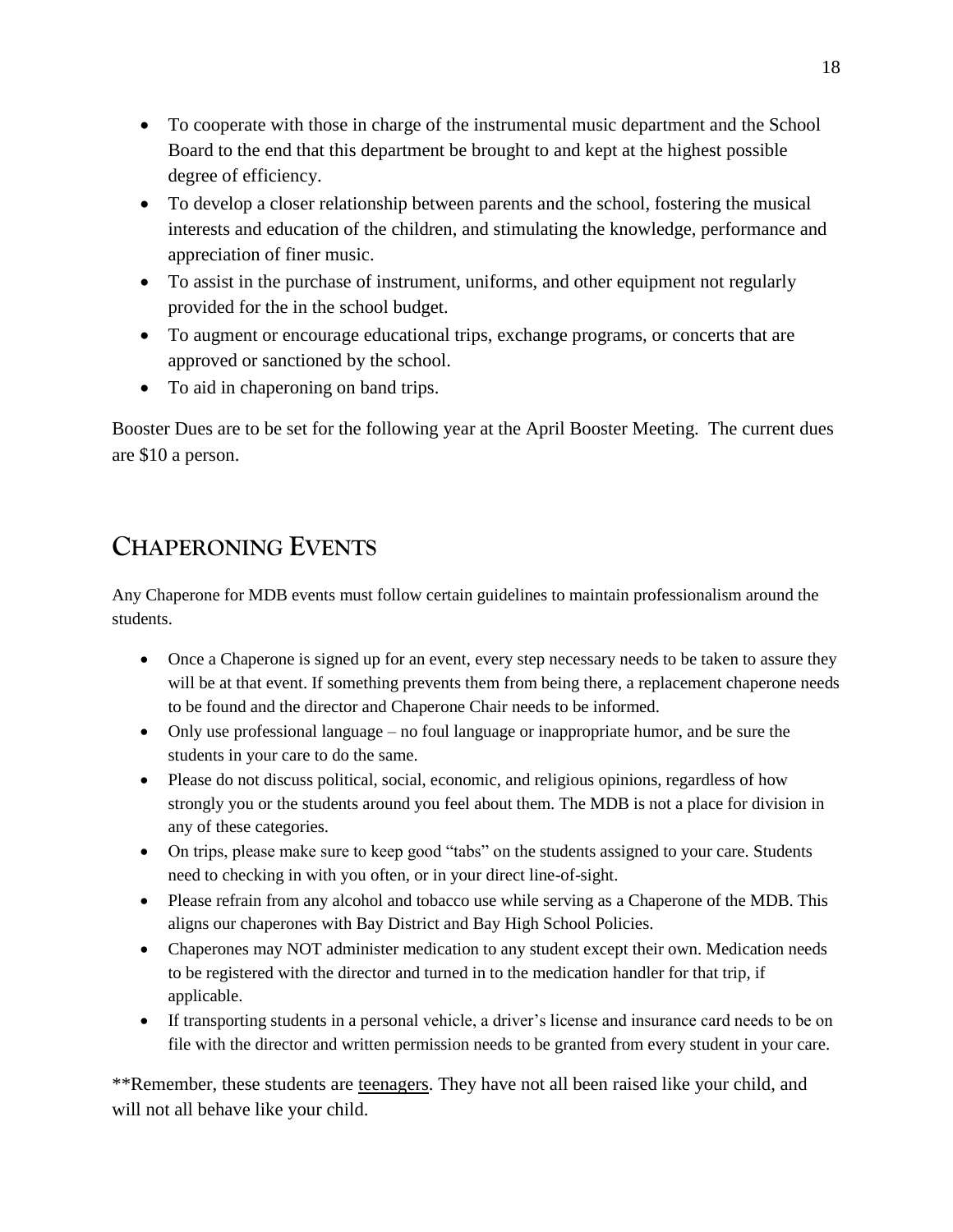- To cooperate with those in charge of the instrumental music department and the School Board to the end that this department be brought to and kept at the highest possible degree of efficiency.
- To develop a closer relationship between parents and the school, fostering the musical interests and education of the children, and stimulating the knowledge, performance and appreciation of finer music.
- To assist in the purchase of instrument, uniforms, and other equipment not regularly provided for the in the school budget.
- To augment or encourage educational trips, exchange programs, or concerts that are approved or sanctioned by the school.
- To aid in chaperoning on band trips.

Booster Dues are to be set for the following year at the April Booster Meeting. The current dues are $10 a person.

## Chaperoning Events

Any Chaperone for MDB events must follow certain guidelines to maintain professionalism around the students.

- Once a Chaperone is signed up for an event, every step necessary needs to be taken to assure they will be at that event. If something prevents them from being there, a replacement chaperone needs to be found and the director and Chaperone Chair needs to be informed.
- Only use professional language – no foul language or inappropriate humor, and be sure the students in your care to do the same.
- Please do not discuss political, social, economic, and religious opinions, regardless of how strongly you or the students around you feel about them. The MDB is not a place for division in any of these categories.
- On trips, please make sure to keep good "tabs" on the students assigned to your care. Students need to checking in with you often, or in your direct line-of-sight.
- Please refrain from any alcohol and tobacco use while serving as a Chaperone of the MDB. This aligns our chaperones with Bay District and Bay High School Policies.
- Chaperones may NOT administer medication to any student except their own. Medication needs to be registered with the director and turned in to the medication handler for that trip, if applicable.
- If transporting students in a personal vehicle, a driver's license and insurance card needs to be on file with the director and written permission needs to be granted from every student in your care.

**Remember, these students are <u>teenagers</u>. They have not all been raised like your child, and will not all behave like your child.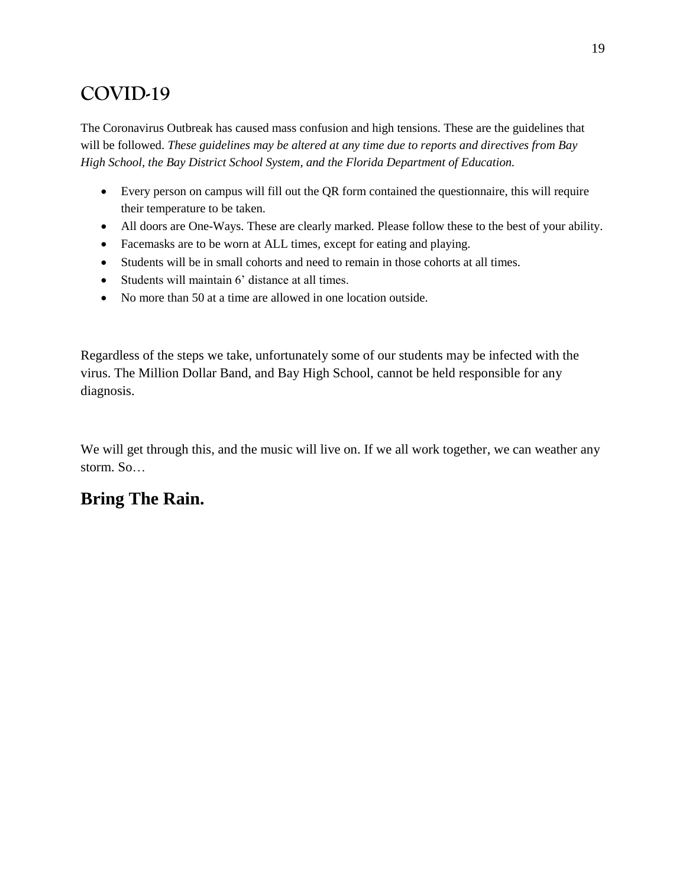## COVID-19

The Coronavirus Outbreak has caused mass confusion and high tensions. These are the guidelines that will be followed. *These guidelines may be altered at any time due to reports and directives from Bay High School, the Bay District School System, and the Florida Department of Education.*

- Every person on campus will fill out the QR form contained the questionnaire, this will require their temperature to be taken.
- All doors are One-Ways. These are clearly marked. Please follow these to the best of your ability.
- Facemasks are to be worn at ALL times, except for eating and playing.
- Students will be in small cohorts and need to remain in those cohorts at all times.
- Students will maintain 6' distance at all times.
- No more than 50 at a time are allowed in one location outside.

Regardless of the steps we take, unfortunately some of our students may be infected with the virus. The Million Dollar Band, and Bay High School, cannot be held responsible for any diagnosis.

We will get through this, and the music will live on. If we all work together, we can weather any storm. So…

**Bring The Rain.**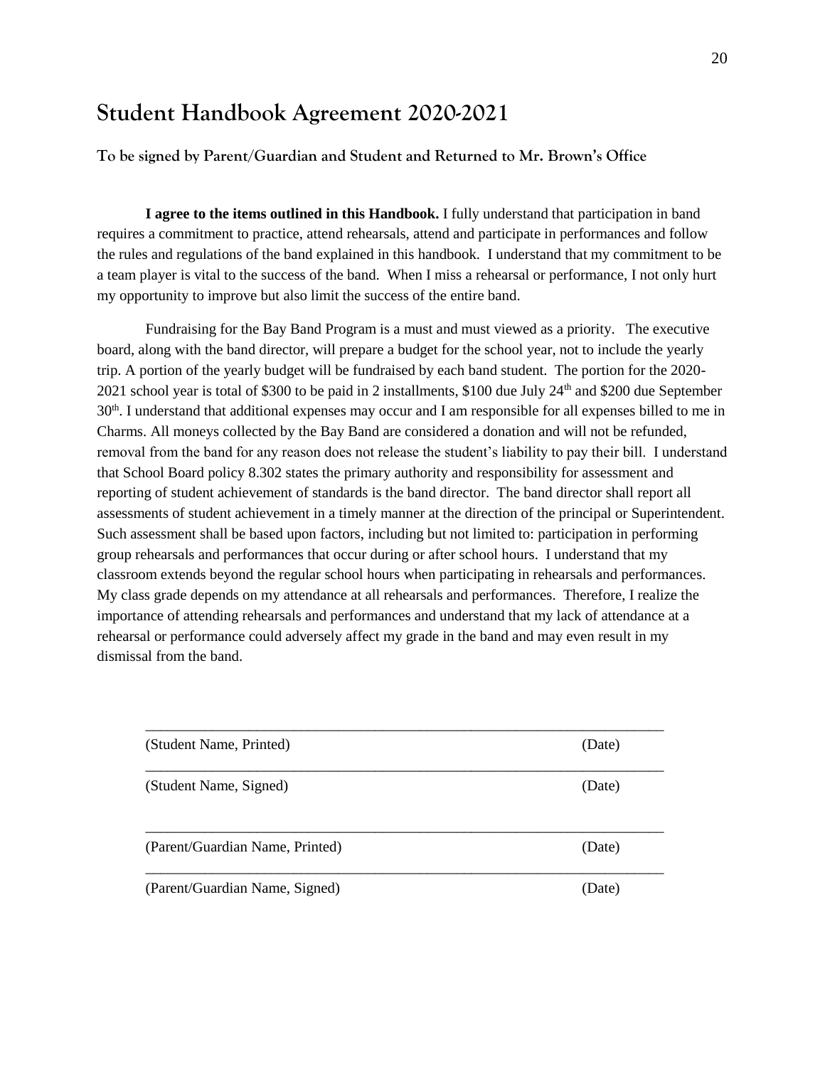# Student Handbook Agreement 2020-2021

### To be signed by Parent/Guardian and Student and Returned to Mr. Brown's Office

**I agree to the items outlined in this Handbook.** I fully understand that participation in band requires a commitment to practice, attend rehearsals, attend and participate in performances and follow the rules and regulations of the band explained in this handbook. I understand that my commitment to be a team player is vital to the success of the band. When I miss a rehearsal or performance, I not only hurt my opportunity to improve but also limit the success of the entire band.

Fundraising for the Bay Band Program is a must and must viewed as a priority. The executive board, along with the band director, will prepare a budget for the school year, not to include the yearly trip. A portion of the yearly budget will be fundraised by each band student. The portion for the 2020-2021 school year is total of $300 to be paid in 2 installments, $100 due July 24th and $200 due September 30th. I understand that additional expenses may occur and I am responsible for all expenses billed to me in Charms. All moneys collected by the Bay Band are considered a donation and will not be refunded, removal from the band for any reason does not release the student's liability to pay their bill. I understand that School Board policy 8.302 states the primary authority and responsibility for assessment and reporting of student achievement of standards is the band director. The band director shall report all assessments of student achievement in a timely manner at the direction of the principal or Superintendent. Such assessment shall be based upon factors, including but not limited to: participation in performing group rehearsals and performances that occur during or after school hours. I understand that my classroom extends beyond the regular school hours when participating in rehearsals and performances. My class grade depends on my attendance at all rehearsals and performances. Therefore, I realize the importance of attending rehearsals and performances and understand that my lack of attendance at a rehearsal or performance could adversely affect my grade in the band and may even result in my dismissal from the band.

\_\_\_\_\_\_\_\_\_\_\_\_\_\_\_\_\_\_\_\_\_\_\_\_\_\_\_\_\_\_\_\_\_\_\_\_\_\_\_\_\_\_\_\_\_\_\_\_\_\_\_\_\_\_\_\_\_\_\_\_

(Student Name, Printed) (Date)

\_\_\_\_\_\_\_\_\_\_\_\_\_\_\_\_\_\_\_\_\_\_\_\_\_\_\_\_\_\_\_\_\_\_\_\_\_\_\_\_\_\_\_\_\_\_\_\_\_\_\_\_\_\_\_\_\_\_\_\_

(Student Name, Signed) (Date)

\_\_\_\_\_\_\_\_\_\_\_\_\_\_\_\_\_\_\_\_\_\_\_\_\_\_\_\_\_\_\_\_\_\_\_\_\_\_\_\_\_\_\_\_\_\_\_\_\_\_\_\_\_\_\_\_\_\_\_\_

(Parent/Guardian Name, Printed) (Date)

\_\_\_\_\_\_\_\_\_\_\_\_\_\_\_\_\_\_\_\_\_\_\_\_\_\_\_\_\_\_\_\_\_\_\_\_\_\_\_\_\_\_\_\_\_\_\_\_\_\_\_\_\_\_\_\_\_\_\_\_

(Parent/Guardian Name, Signed) (Date)